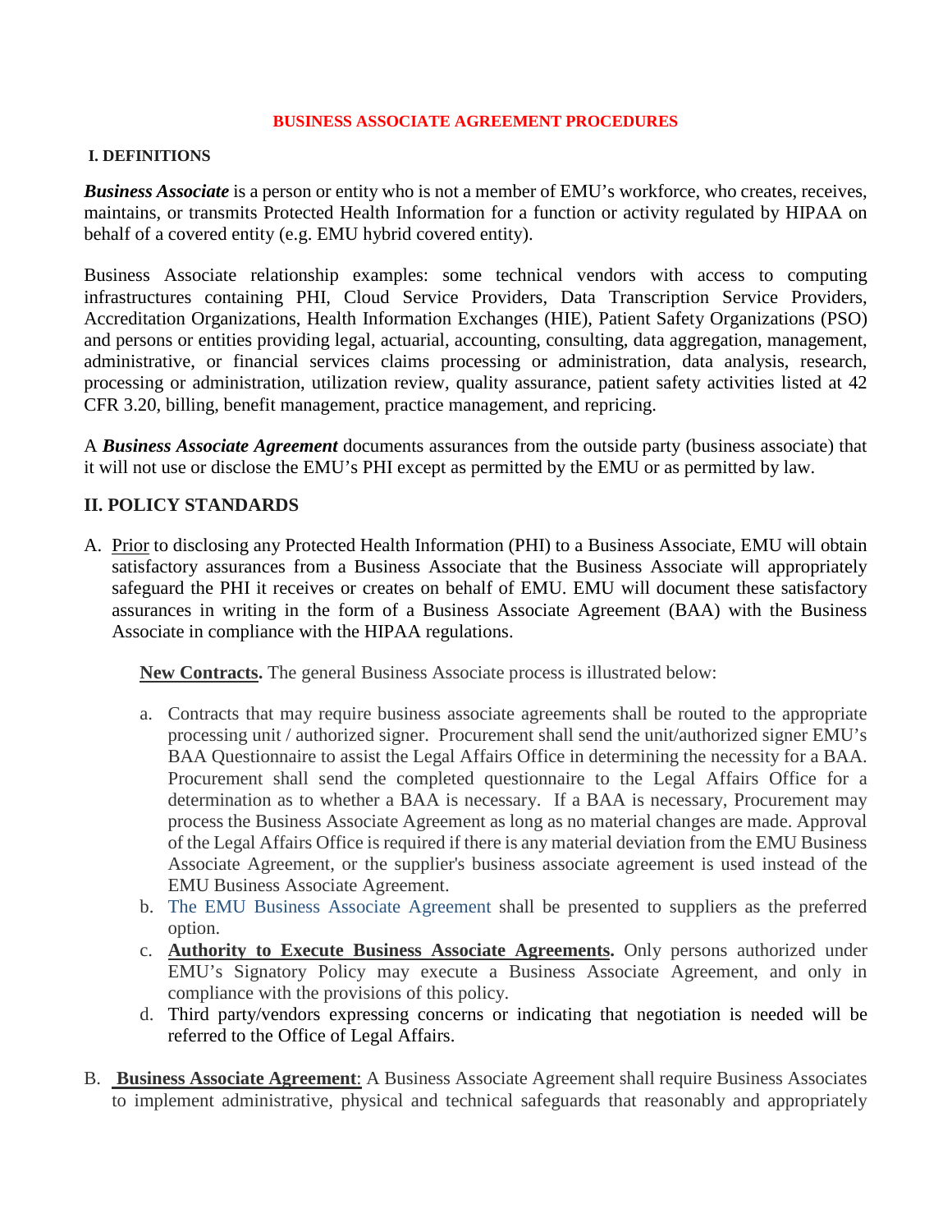# BUSINESS ASSOCIATE AGREEMENT PROCEDURES

## I. DEFINITIONS

***Business Associate*** is a person or entity who is not a member of EMU's workforce, who creates, receives, maintains, or transmits Protected Health Information for a function or activity regulated by HIPAA on behalf of a covered entity (e.g. EMU hybrid covered entity).

Business Associate relationship examples: some technical vendors with access to computing infrastructures containing PHI, Cloud Service Providers, Data Transcription Service Providers, Accreditation Organizations, Health Information Exchanges (HIE), Patient Safety Organizations (PSO) and persons or entities providing legal, actuarial, accounting, consulting, data aggregation, management, administrative, or financial services claims processing or administration, data analysis, research, processing or administration, utilization review, quality assurance, patient safety activities listed at 42 CFR 3.20, billing, benefit management, practice management, and repricing.

A ***Business Associate Agreement*** documents assurances from the outside party (business associate) that it will not use or disclose the EMU's PHI except as permitted by the EMU or as permitted by law.

## II. POLICY STANDARDS

A. Prior to disclosing any Protected Health Information (PHI) to a Business Associate, EMU will obtain satisfactory assurances from a Business Associate that the Business Associate will appropriately safeguard the PHI it receives or creates on behalf of EMU. EMU will document these satisfactory assurances in writing in the form of a Business Associate Agreement (BAA) with the Business Associate in compliance with the HIPAA regulations.

   **New Contracts.** The general Business Associate process is illustrated below:

   a. Contracts that may require business associate agreements shall be routed to the appropriate processing unit / authorized signer. Procurement shall send the unit/authorized signer EMU's BAA Questionnaire to assist the Legal Affairs Office in determining the necessity for a BAA. Procurement shall send the completed questionnaire to the Legal Affairs Office for a determination as to whether a BAA is necessary. If a BAA is necessary, Procurement may process the Business Associate Agreement as long as no material changes are made. Approval of the Legal Affairs Office is required if there is any material deviation from the EMU Business Associate Agreement, or the supplier's business associate agreement is used instead of the EMU Business Associate Agreement.
   b. The EMU Business Associate Agreement shall be presented to suppliers as the preferred option.
   c. **Authority to Execute Business Associate Agreements.** Only persons authorized under EMU's Signatory Policy may execute a Business Associate Agreement, and only in compliance with the provisions of this policy.
   d. Third party/vendors expressing concerns or indicating that negotiation is needed will be referred to the Office of Legal Affairs.

B. **Business Associate Agreement**: A Business Associate Agreement shall require Business Associates to implement administrative, physical and technical safeguards that reasonably and appropriately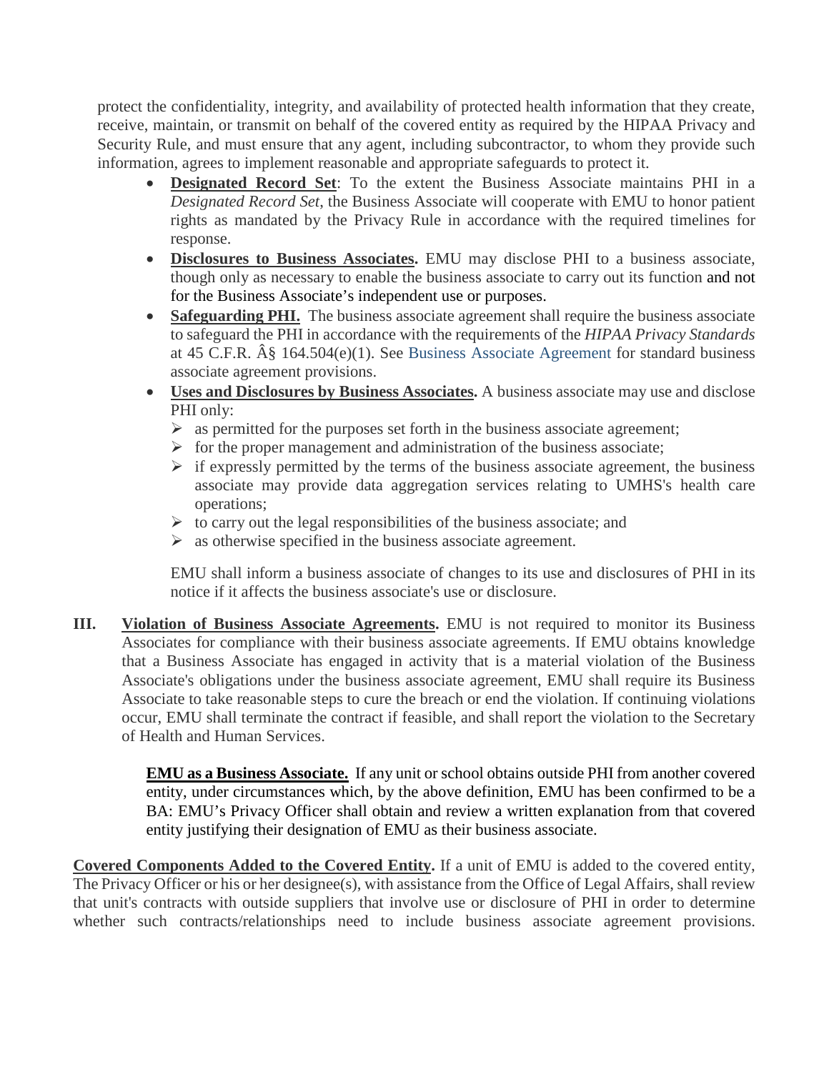protect the confidentiality, integrity, and availability of protected health information that they create, receive, maintain, or transmit on behalf of the covered entity as required by the HIPAA Privacy and Security Rule, and must ensure that any agent, including subcontractor, to whom they provide such information, agrees to implement reasonable and appropriate safeguards to protect it.

- **Designated Record Set**: To the extent the Business Associate maintains PHI in a *Designated Record Set*, the Business Associate will cooperate with EMU to honor patient rights as mandated by the Privacy Rule in accordance with the required timelines for response.
- **Disclosures to Business Associates.** EMU may disclose PHI to a business associate, though only as necessary to enable the business associate to carry out its function and not for the Business Associate's independent use or purposes.
- **Safeguarding PHI.** The business associate agreement shall require the business associate to safeguard the PHI in accordance with the requirements of the *HIPAA Privacy Standards* at 45 C.F.R. Â§ 164.504(e)(1). See Business Associate Agreement for standard business associate agreement provisions.
- **Uses and Disclosures by Business Associates.** A business associate may use and disclose PHI only:
  - as permitted for the purposes set forth in the business associate agreement;
  - for the proper management and administration of the business associate;
  - if expressly permitted by the terms of the business associate agreement, the business associate may provide data aggregation services relating to UMHS's health care operations;
  - to carry out the legal responsibilities of the business associate; and
  - as otherwise specified in the business associate agreement.

  EMU shall inform a business associate of changes to its use and disclosures of PHI in its notice if it affects the business associate's use or disclosure.

**III. Violation of Business Associate Agreements.** EMU is not required to monitor its Business Associates for compliance with their business associate agreements. If EMU obtains knowledge that a Business Associate has engaged in activity that is a material violation of the Business Associate's obligations under the business associate agreement, EMU shall require its Business Associate to take reasonable steps to cure the breach or end the violation. If continuing violations occur, EMU shall terminate the contract if feasible, and shall report the violation to the Secretary of Health and Human Services.

**EMU as a Business Associate.** If any unit or school obtains outside PHI from another covered entity, under circumstances which, by the above definition, EMU has been confirmed to be a BA: EMU's Privacy Officer shall obtain and review a written explanation from that covered entity justifying their designation of EMU as their business associate.

**Covered Components Added to the Covered Entity.** If a unit of EMU is added to the covered entity, The Privacy Officer or his or her designee(s), with assistance from the Office of Legal Affairs, shall review that unit's contracts with outside suppliers that involve use or disclosure of PHI in order to determine whether such contracts/relationships need to include business associate agreement provisions.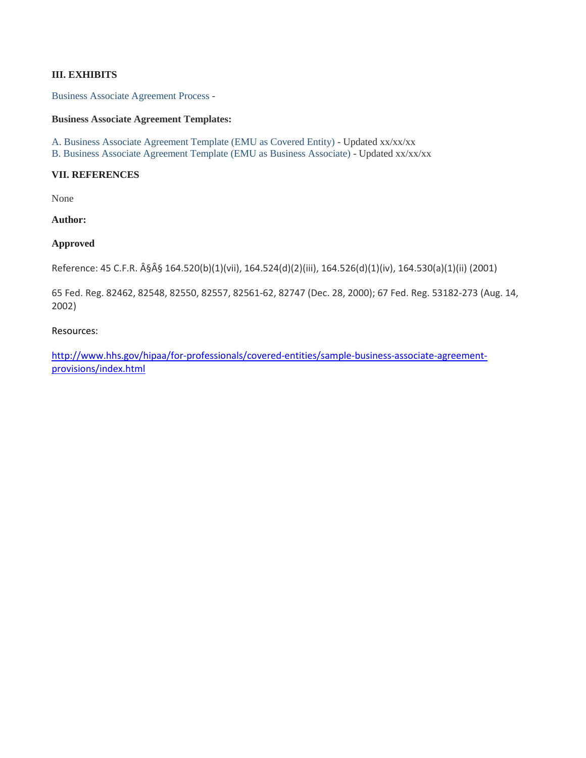### III. EXHIBITS

Business Associate Agreement Process -

**Business Associate Agreement Templates:**

A. Business Associate Agreement Template (EMU as Covered Entity) - Updated xx/xx/xx
B. Business Associate Agreement Template (EMU as Business Associate) - Updated xx/xx/xx

### VII. REFERENCES

None

**Author:**

**Approved**

Reference: 45 C.F.R. Â§Â§ 164.520(b)(1)(vii), 164.524(d)(2)(iii), 164.526(d)(1)(iv), 164.530(a)(1)(ii) (2001)

65 Fed. Reg. 82462, 82548, 82550, 82557, 82561-62, 82747 (Dec. 28, 2000); 67 Fed. Reg. 53182-273 (Aug. 14, 2002)

Resources:

http://www.hhs.gov/hipaa/for-professionals/covered-entities/sample-business-associate-agreement-provisions/index.html